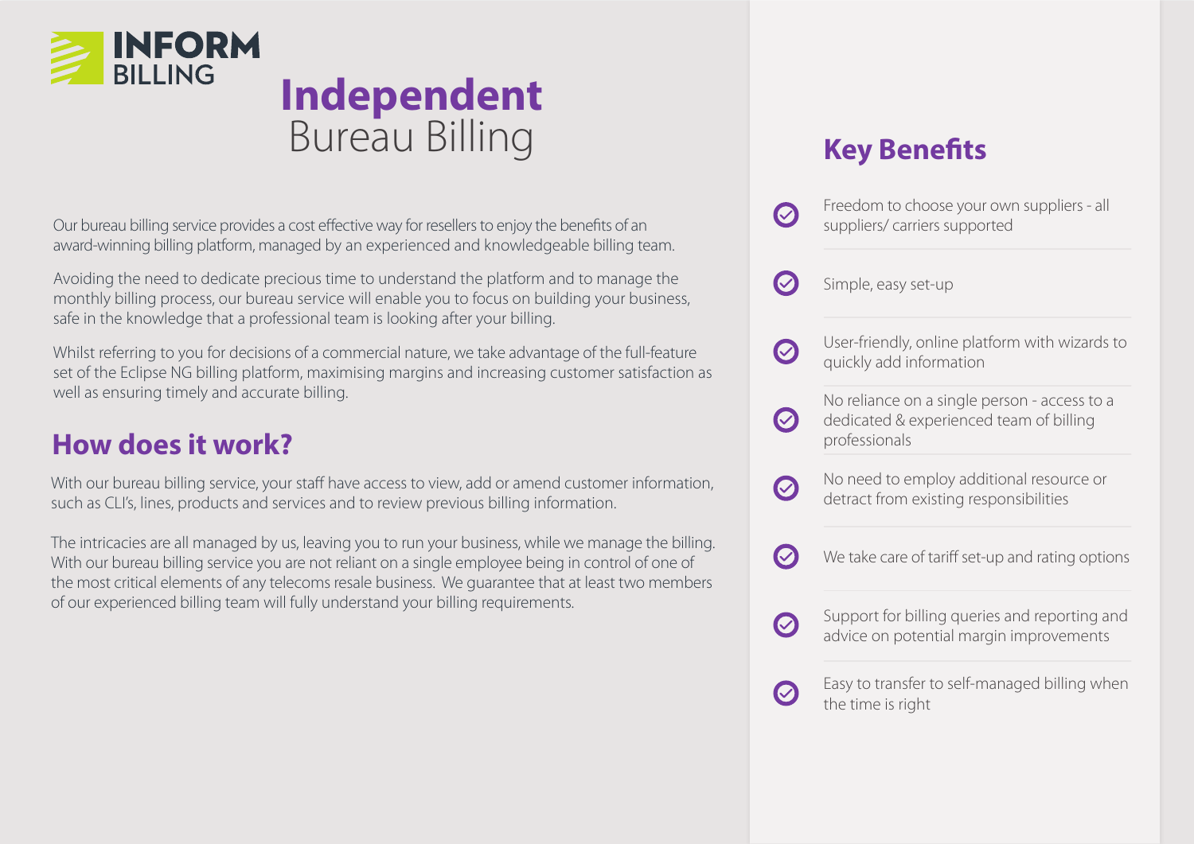INFORM BILLING

# **Independent** Bureau Billing

Our bureau billing service provides a cost effective way for resellers to enjoy the benefits of an award-winning billing platform, managed by an experienced and knowledgeable billing team.

Avoiding the need to dedicate precious time to understand the platform and to manage the monthly billing process, our bureau service will enable you to focus on building your business, safe in the knowledge that a professional team is looking after your billing.

Whilst referring to you for decisions of a commercial nature, we take advantage of the full-feature set of the Eclipse NG billing platform, maximising margins and increasing customer satisfaction as well as ensuring timely and accurate billing.

## How does it work?

With our bureau billing service, your staff have access to view, add or amend customer information, such as CLI's, lines, products and services and to review previous billing information.

The intricacies are all managed by us, leaving you to run your business, while we manage the billing. With our bureau billing service you are not reliant on a single employee being in control of one of the most critical elements of any telecoms resale business. We guarantee that at least two members of our experienced billing team will fully understand your billing requirements.

## Key Benefits

- Freedom to choose your own suppliers - all suppliers/ carriers supported
- Simple, easy set-up
- User-friendly, online platform with wizards to quickly add information
- No reliance on a single person - access to a dedicated & experienced team of billing professionals
- No need to employ additional resource or detract from existing responsibilities
- We take care of tariff set-up and rating options
- Support for billing queries and reporting and advice on potential margin improvements
- Easy to transfer to self-managed billing when the time is right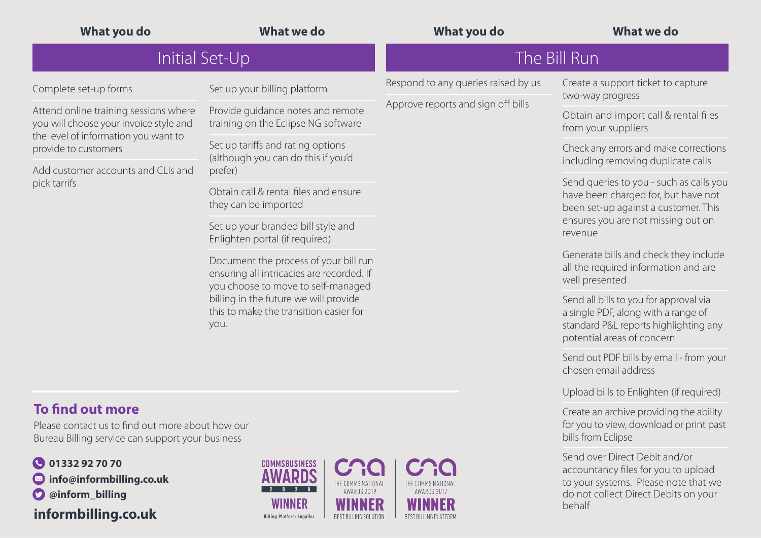## Initial Set-Up

| What you do | What we do |
| --- | --- |
| Complete set-up forms | Set up your billing platform |
| Attend online training sessions where you will choose your invoice style and the level of information you want to provide to customers | Provide guidance notes and remote training on the Eclipse NG software |
| Add customer accounts and CLIs and pick tarrifs | Set up tariffs and rating options (although you can do this if you'd prefer) |
| | Obtain call & rental files and ensure they can be imported |
| | Set up your branded bill style and Enlighten portal (if required) |
| | Document the process of your bill run ensuring all intricacies are recorded. If you choose to move to self-managed billing in the future we will provide this to make the transition easier for you. |

## The Bill Run

| What you do | What we do |
| --- | --- |
| Respond to any queries raised by us | Create a support ticket to capture two-way progress |
| Approve reports and sign off bills | Obtain and import call & rental files from your suppliers |
| | Check any errors and make corrections including removing duplicate calls |
| | Send queries to you - such as calls you have been charged for, but have not been set-up against a customer. This ensures you are not missing out on revenue |
| | Generate bills and check they include all the required information and are well presented |
| | Send all bills to you for approval via a single PDF, along with a range of standard P&L reports highlighting any potential areas of concern |
| | Send out PDF bills by email - from your chosen email address |
| | Upload bills to Enlighten (if required) |
| | Create an archive providing the ability for you to view, download or print past bills from Eclipse |
| | Send over Direct Debit and/or accountancy files for you to upload to your systems. Please note that we do not collect Direct Debits on your behalf |

## To find out more

Please contact us to find out more about how our Bureau Billing service can support your business

**01332 92 70 70**

**info@informbilling.co.uk**

**@inform_billing**

**informbilling.co.uk**

COMMSBUSINESS AWARDS 2020 WINNER Billing Platform Supplier

THE COMMS NATIONAL AWARDS 2019 WINNER BEST BILLING SOLUTION

THE COMMS NATIONAL AWARDS 2017 WINNER BEST BILLING PLATFORM